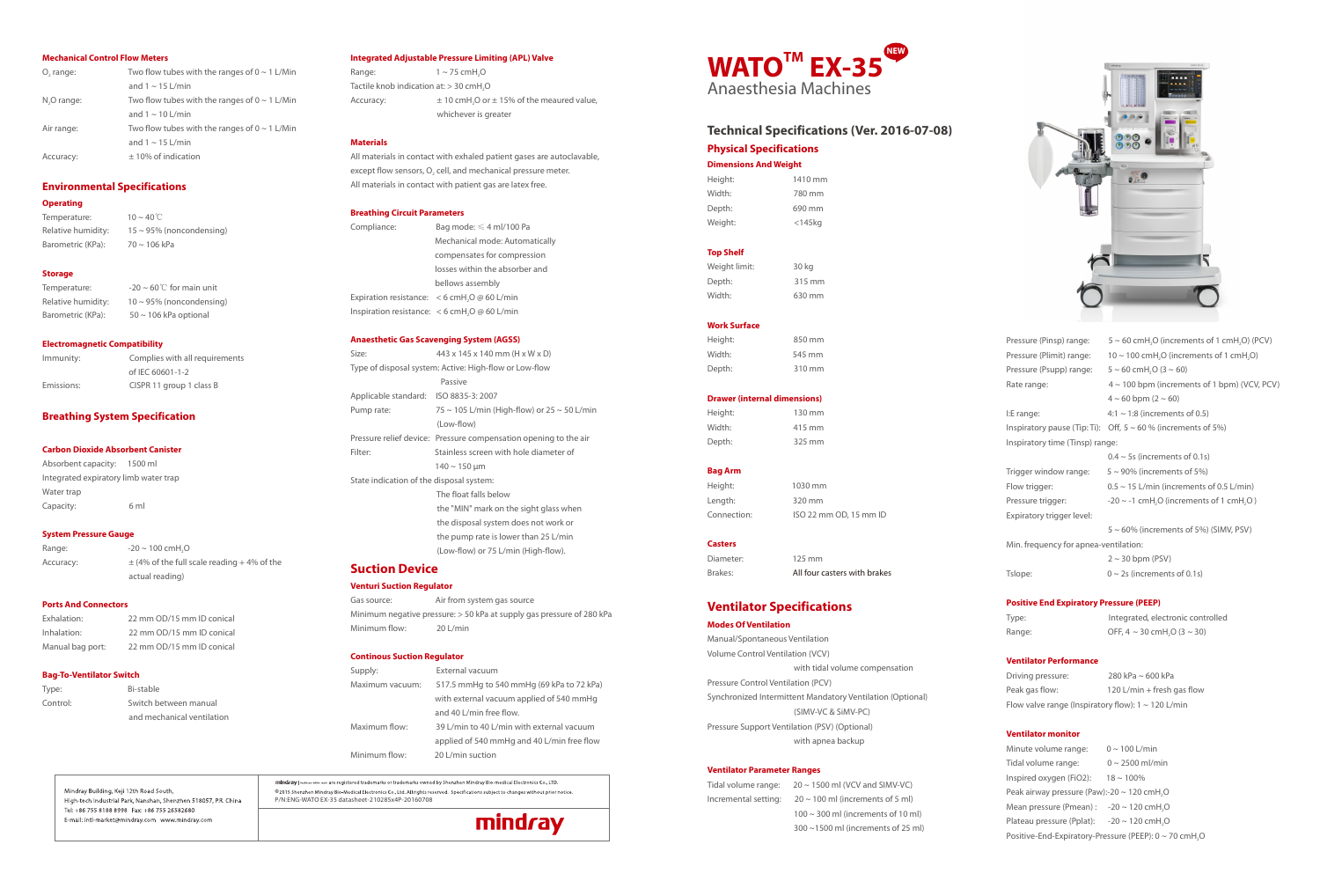# WATO™ EX-35 NEW

Anaesthesia Machines

## Technical Specifications (Ver. 2016-07-08)

### Physical Specifications

#### Dimensions And Weight

| | |
|---|---|
| Height: | 1410 mm |
| Width: | 780 mm |
| Depth: | 690 mm |
| Weight: | <145kg |

#### Top Shelf

| | |
|---|---|
| Weight limit: | 30 kg |
| Depth: | 315 mm |
| Width: | 630 mm |

#### Work Surface

| | |
|---|---|
| Height: | 850 mm |
| Width: | 545 mm |
| Depth: | 310 mm |

#### Drawer (internal dimensions)

| | |
|---|---|
| Height: | 130 mm |
| Width: | 415 mm |
| Depth: | 325 mm |

#### Bag Arm

| | |
|---|---|
| Height: | 1030 mm |
| Length: | 320 mm |
| Connection: | ISO 22 mm OD, 15 mm ID |

#### Casters

| | |
|---|---|
| Diameter: | 125 mm |
| Brakes: | All four casters with brakes |

## Ventilator Specifications

#### Modes Of Ventilation

Manual/Spontaneous Ventilation

Volume Control Ventilation (VCV) with tidal volume compensation

Pressure Control Ventilation (PCV)

Synchronized Intermittent Mandatory Ventilation (Optional) (SIMV-VC & SiMV-PC)

Pressure Support Ventilation (PSV) (Optional) with apnea backup

#### Ventilator Parameter Ranges

| | |
|---|---|
| Tidal volume range: | 20 ~ 1500 ml (VCV and SIMV-VC) |
| Incremental setting: | 20 ~ 100 ml (increments of 5 ml)<br>100 ~ 300 ml (increments of 10 ml)<br>300 ~1500 ml (increments of 25 ml) |
| Pressure (Pinsp) range: | 5 ~ 60 $cmH_2O$ (increments of 1 $cmH_2O$) (PCV) |
| Pressure (Plimit) range: | 10 ~ 100 $cmH_2O$ (increments of 1 $cmH_2O$) |
| Pressure (Psupp) range: | 5 ~ 60 $cmH_2O$ (3 ~ 60) |
| Rate range: | 4 ~ 100 bpm (increments of 1 bpm) (VCV, PCV)<br>4 ~ 60 bpm (2 ~ 60) |
| I:E range: | 4:1 ~ 1:8 (increments of 0.5) |
| Inspiratory pause (Tip:Ti): | Off, 5 ~ 60 % (increments of 5%) |
| Inspiratory time (Tinsp) range: | 0.4 ~ 5s (increments of 0.1s) |
| Trigger window range: | 5 ~ 90% (increments of 5%) |
| Flow trigger: | 0.5 ~ 15 L/min (increments of 0.5 L/min) |
| Pressure trigger: | -20 ~ -1 $cmH_2O$ (increments of 1 $cmH_2O$ ) |
| Expiratory trigger level: | 5 ~ 60% (increments of 5%) (SIMV, PSV) |
| Min. frequency for apnea-ventilation: | 2 ~ 30 bpm (PSV) |
| Tslope: | 0 ~ 2s (increments of 0.1s) |

#### Positive End Expiratory Pressure (PEEP)

| | |
|---|---|
| Type: | Integrated, electronic controlled |
| Range: | OFF, 4 ~ 30 $cmH_2O$ (3 ~ 30) |

#### Ventilator Performance

| | |
|---|---|
| Driving pressure: | 280 kPa ~ 600 kPa |
| Peak gas flow: | 120 L/min + fresh gas flow |

Flow valve range (Inspiratory flow): 1 ~ 120 L/min

#### Ventilator monitor

| | |
|---|---|
| Minute volume range: | 0 ~ 100 L/min |
| Tidal volume range: | 0 ~ 2500 ml/min |
| Inspired oxygen (FiO2): | 18 ~ 100% |
| Peak airway pressure (Paw): | -20 ~ 120 $cmH_2O$ |
| Mean pressure (Pmean): | -20 ~ 120 $cmH_2O$ |
| Plateau pressure (Pplat): | -20 ~ 120 $cmH_2O$ |
| Positive-End-Expiratory-Pressure (PEEP): | 0 ~ 70 $cmH_2O$ |

#### Mechanical Control Flow Meters

| | |
|---|---|
| $O_2$ range: | Two flow tubes with the ranges of 0 ~ 1 L/Min and 1 ~ 15 L/min |
| $N_2O$ range: | Two flow tubes with the ranges of 0 ~ 1 L/Min and 1 ~ 10 L/min |
| Air range: | Two flow tubes with the ranges of 0 ~ 1 L/Min and 1 ~ 15 L/min |
| Accuracy: | ± 10% of indication |

### Environmental Specifications

#### Operating

| | |
|---|---|
| Temperature: | 10 ~ 40℃ |
| Relative humidity: | 15 ~ 95% (noncondensing) |
| Barometric (KPa): | 70 ~ 106 kPa |

#### Storage

| | |
|---|---|
| Temperature: | -20 ~ 60℃ for main unit |
| Relative humidity: | 10 ~ 95% (noncondensing) |
| Barometric (KPa): | 50 ~ 106 kPa optional |

#### Electromagnetic Compatibility

| | |
|---|---|
| Immunity: | Complies with all requirements of IEC 60601-1-2 |
| Emissions: | CISPR 11 group 1 class B |

### Breathing System Specification

#### Carbon Dioxide Absorbent Canister

Absorbent capacity: 1500 ml

Integrated expiratory limb water trap

Water trap

Capacity: 6 ml

#### System Pressure Gauge

| | |
|---|---|
| Range: | -20 ~ 100 $cmH_2O$ |
| Accuracy: | ± (4% of the full scale reading + 4% of the actual reading) |

#### Ports And Connectors

| | |
|---|---|
| Exhalation: | 22 mm OD/15 mm ID conical |
| Inhalation: | 22 mm OD/15 mm ID conical |
| Manual bag port: | 22 mm OD/15 mm ID conical |

#### Bag-To-Ventilator Switch

| | |
|---|---|
| Type: | Bi-stable |
| Control: | Switch between manual and mechanical ventilation |

#### Integrated Adjustable Pressure Limiting (APL) Valve

| | |
|---|---|
| Range: | 1 ~ 75 $cmH_2O$ |
| Tactile knob indication at: | > 30 $cmH_2O$ |
| Accuracy: | ± 10 $cmH_2O$ or ± 15% of the meaured value, whichever is greater |

#### Materials

All materials in contact with exhaled patient gases are autoclavable, except flow sensors, $O_2$ cell, and mechanical pressure meter.

All materials in contact with patient gas are latex free.

#### Breathing Circuit Parameters

| | |
|---|---|
| Compliance: | Bag mode: ≤ 4 ml/100 Pa<br>Mechanical mode: Automatically compensates for compression losses within the absorber and bellows assembly |
| Expiration resistance: | < 6 $cmH_2O$ @ 60 L/min |
| Inspiration resistance: | < 6 $cmH_2O$ @ 60 L/min |

#### Anaesthetic Gas Scavenging System (AGSS)

| | |
|---|---|
| Size: | 443 x 145 x 140 mm (H x W x D) |
| Type of disposal system: | Active: High-flow or Low-flow<br>Passive |
| Applicable standard: | ISO 8835-3: 2007 |
| Pump rate: | 75 ~ 105 L/min (High-flow) or 25 ~ 50 L/min (Low-flow) |
| Pressure relief device: | Pressure compensation opening to the air |
| Filter: | Stainless screen with hole diameter of 140 ~ 150 μm |
| State indication of the disposal system: | The float falls below the "MIN" mark on the sight glass when the disposal system does not work or the pump rate is lower than 25 L/min (Low-flow) or 75 L/min (High-flow). |

### Suction Device

#### Venturi Suction Regulator

Gas source: Air from system gas source

Minimum negative pressure: > 50 kPa at supply gas pressure of 280 kPa

Minimum flow: 20 L/min

#### Continous Suction Regulator

| | |
|---|---|
| Supply: | External vacuum |
| Maximum vacuum: | 517.5 mmHg to 540 mmHg (69 kPa to 72 kPa) with external vacuum applied of 540 mmHg and 40 L/min free flow. |
| Maximum flow: | 39 L/min to 40 L/min with external vacuum applied of 540 mmHg and 40 L/min free flow |
| Minimum flow: | 20 L/min suction |

Mindray Building, Keji 12th Road South,
High-tech Industrial Park, Nanshan, Shenzhen 518057, P.R. China
Tel: +86 755 8188 8998 Fax: +86 755 26582680
E-mail: intl-market@mindray.com www.mindray.com

mindray are registered trademarks or trademarks owned by Shenzhen Mindray Bio-medical Electronics Co., LTD.
©2015 Shenzhen Mindray Bio-Medical Electronics Co., Ltd. All rights reserved. Specifications subject to changes without prior notice.
P/N:ENG-WATO EX-35 datasheet-210285x4P-20160708

mindray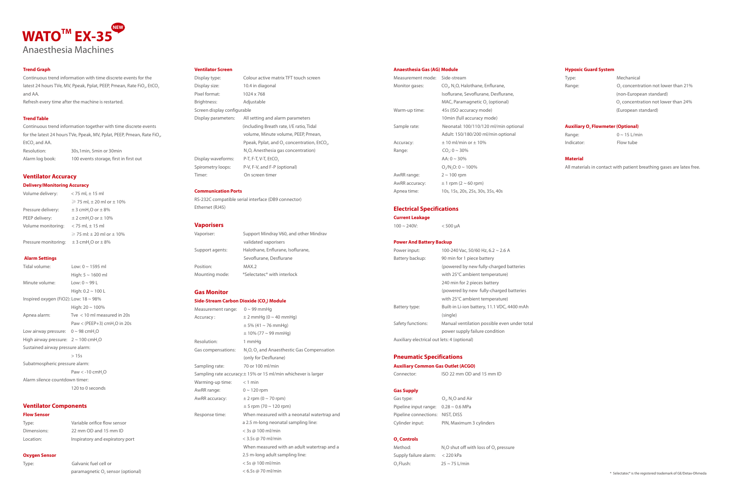# WATO™ EX-35 NEW

Anaesthesia Machines

### Trend Graph

Continuous trend information with time discrete events for the latest 24 hours TVe, MV, Ppeak, Pplat, PEEP, Pmean, Rate $FiO_2$, $EtCO_2$ and AA.

Refresh every time after the machine is restarted.

### Trend Table

Continuous trend information together with time discrete events for the latest 24 hours TVe, Ppeak, MV, Pplat, PEEP, Pmean, Rate $FiO_2$, $EtCO_2$ and AA.

| | |
|---|---|
| Resolution: | 30s,1min, 5min or 30min |
| Alarm log book: | 100 events storage, first in first out |

## Ventilator Accuracy

### Delivery/Monitoring Accuracy

| | |
|---|---|
| Volume delivery: | < 75 ml, ± 15 ml |
| | ⩾ 75 ml, ± 20 ml or ± 10% |
| Pressure delivery: | ± 3 $cmH_2O$ or ± 8% |
| PEEP delivery: | ± 2 $cmH_2O$ or ± 10% |
| Volume monitoring: | < 75 ml, ± 15 ml |
| | ⩾ 75 ml: ± 20 ml or ± 10% |
| Pressure monitoring: | ± 3 $cmH_2O$ or ± 8% |

### Alarm Settings

| | |
|---|---|
| Tidal volume: | Low: 0 ~ 1595 ml |
| | High: 5 ~ 1600 ml |
| Minute volume: | Low: 0 ~ 99 L |
| | High: 0.2 ~ 100 L |
| Inspired oxygen (FiO2): | Low: 18 ~ 98% |
| | High: 20 ~ 100% |
| Apnea alarm: | Tve < 10 ml measured in 20s |
| | Paw < (PEEP+3) $cmH_2O$ in 20s |
| Low airway pressure: | 0 ~ 98 $cmH_2O$ |
| High airway pressure: | 2 ~ 100 $cmH_2O$ |
| Sustained airway pressure alarm: | > 15s |
| Subatmospheric pressure alarm: | Paw < -10 $cmH_2O$ |
| Alarm silence countdown timer: | 120 to 0 seconds |

## Ventilator Components

### Flow Sensor

| | |
|---|---|
| Type: | Variable orifice flow sensor |
| Dimensions: | 22 mm OD and 15 mm ID |
| Location: | Inspiratory and expiratory port |

### Oxygen Sensor

| | |
|---|---|
| Type: | Galvanic fuel cell or paramagnetic $O_2$ sensor (optional) |

### Ventilator Screen

| | |
|---|---|
| Display type: | Colour active matrix TFT touch screen |
| Display size: | 10.4 in diagonal |
| Pixel format: | 1024 x 768 |
| Brightness: | Adjustable |
| Screen display configurable | |
| Display parameters: | All setting and alarm parameters (including Breath rate, I/E ratio, Tidal volume, Minute volume, PEEP, Pmean, Ppeak, Pplat, and $O_2$ concentration, $EtCO_2$, $N_2O$, Anesthesia gas concentration) |
| Display waveforms: | P-T, F-T, V-T, $EtCO_2$ |
| Spirometry loops: | P-V, F-V, and F-P (optional) |
| Timer: | On screen timer |

### Communication Ports

RS-232C compatible serial interface (DB9 connector)

Ethernet (RJ45)

## Vaporisers

| | |
|---|---|
| Vaporiser: | Support Mindray V60, and other Mindrav validated vaporisers |
| Support agents: | Halothane, Enflurane, Isoflurane, Sevoflurane, Desflurane |
| Position: | MAX.2 |
| Mounting mode: | *Selectatec* with interlock |

## Gas Monitor

### Side-Stream Carbon Dioxide ($CO_2$) Module

| | |
|---|---|
| Measurement range: | 0 ~ 99 mmHg |
| Accuracy : | ± 2 mmHg (0 ~ 40 mmHg) |
| | ± 5% (41 ~ 76 mmHg) |
| | ± 10% (77 ~ 99 mmHg) |
| Resolution: | 1 mmHg |
| Gas compensations: | $N_2O$, $O_2$ and Anaesthetic Gas Compensation (only for Desflurane) |
| Sampling rate: | 70 or 100 ml/min |
| Sampling rate accuracy: | ± 15% or 15 ml/min whichever is larger |
| Warming-up time: | < 1 min |
| AwRR range: | 0 ~ 120 rpm |
| AwRR accuracy: | ± 2 rpm (0 ~ 70 rpm) |
| | ± 5 rpm (70 ~ 120 rpm) |
| Response time: | When measured with a neonatal watertrap and a 2.5 m-long neonatal sampling line: |
| | < 3s @ 100 ml/min |
| | < 3.5s @ 70 ml/min |
| | When measured with an adult watertrap and a 2.5 m-long adult sampling line: |
| | < 5s @ 100 ml/min |
| | < 6.5s @ 70 ml/min |

### Anaesthesia Gas (AG) Module

| | |
|---|---|
| Measurement mode: | Side-stream |
| Monitor gases: | $CO_2$, $N_2O$, Halothane, Enflurane, Isoflurane, Sevoflurane, Desflurane, MAC, Paramagnetic $O_2$ (optional) |
| Warm-up time: | 45s (ISO accuracy mode) |
| | 10min (full accuracy mode) |
| Sample rate: | Neonatal: 100/110/120 ml/min optional |
| | Adult: 150/180/200 ml/min optional |
| Accuracy: | ± 10 ml/min or ± 10% |
| Range: | $CO_2$: 0 ~ 30% |
| | AA: 0 ~ 30% |
| | $O_2$/$N_2O$: 0 ~ 100% |
| AwRR range: | 2 ~ 100 rpm |
| AwRR accuracy: | ± 1 rpm (2 ~ 60 rpm) |
| Apnea time: | 10s, 15s, 20s, 25s, 30s, 35s, 40s |

## Electrical Specifications

### Current Leakage

| | |
|---|---|
| 100 ~ 240V: | < 500 μA |

### Power And Battery Backup

| | |
|---|---|
| Power input: | 100-240 Vac, 50/60 Hz, 6.2 ~ 2.6 A |
| Battery backup: | 90 min for 1 piece battery (powered by new fully-charged batteries with 25°C ambient temperature) |
| | 240 min for 2 pieces battery (powered by new fully-charged batteries with 25°C ambient temperature) |
| Battery type: | Built-in Li-ion battery, 11.1 VDC, 4400 mAh (single) |
| Safety functions: | Manual ventilation possible even under total power supply failure condition |
| Auxiliary electrical out lets: | 4 (optional) |

## Pneumatic Specifications

### Auxiliary Common Gas Outlet (ACGO)

| | |
|---|---|
| Connector: | ISO 22 mm OD and 15 mm ID |

### Gas Supply

| | |
|---|---|
| Gas type: | $O_2$, $N_2O$ and Air |
| Pipeline input range: | 0.28 ~ 0.6 MPa |
| Pipeline connections: | NIST, DISS |
| Cylinder input: | PIN, Maximum 3 cylinders |

### $O_2$ Controls

| | |
|---|---|
| Method: | $N_2O$ shut off with loss of $O_2$ pressure |
| Supply failure alarm: | < 220 kPa |
| $O_2$ Flush: | 25 ~ 75 L/min |

### Hypoxic Guard System

| | |
|---|---|
| Type: | Mechanical |
| Range: | $O_2$ concentration not lower than 21% (non-European standard) |
| | $O_2$ concentration not lower than 24% (European standard) |

### Auxiliary $O_2$ Flowmeter (Optional)

| | |
|---|---|
| Range: | 0 ~ 15 L/min |
| Indicator: | Flow tube |

### Material

All materials in contact with patient breathing gases are latex free.

* Selectatec* is the registered trademark of GE/Detax-Ohmeda